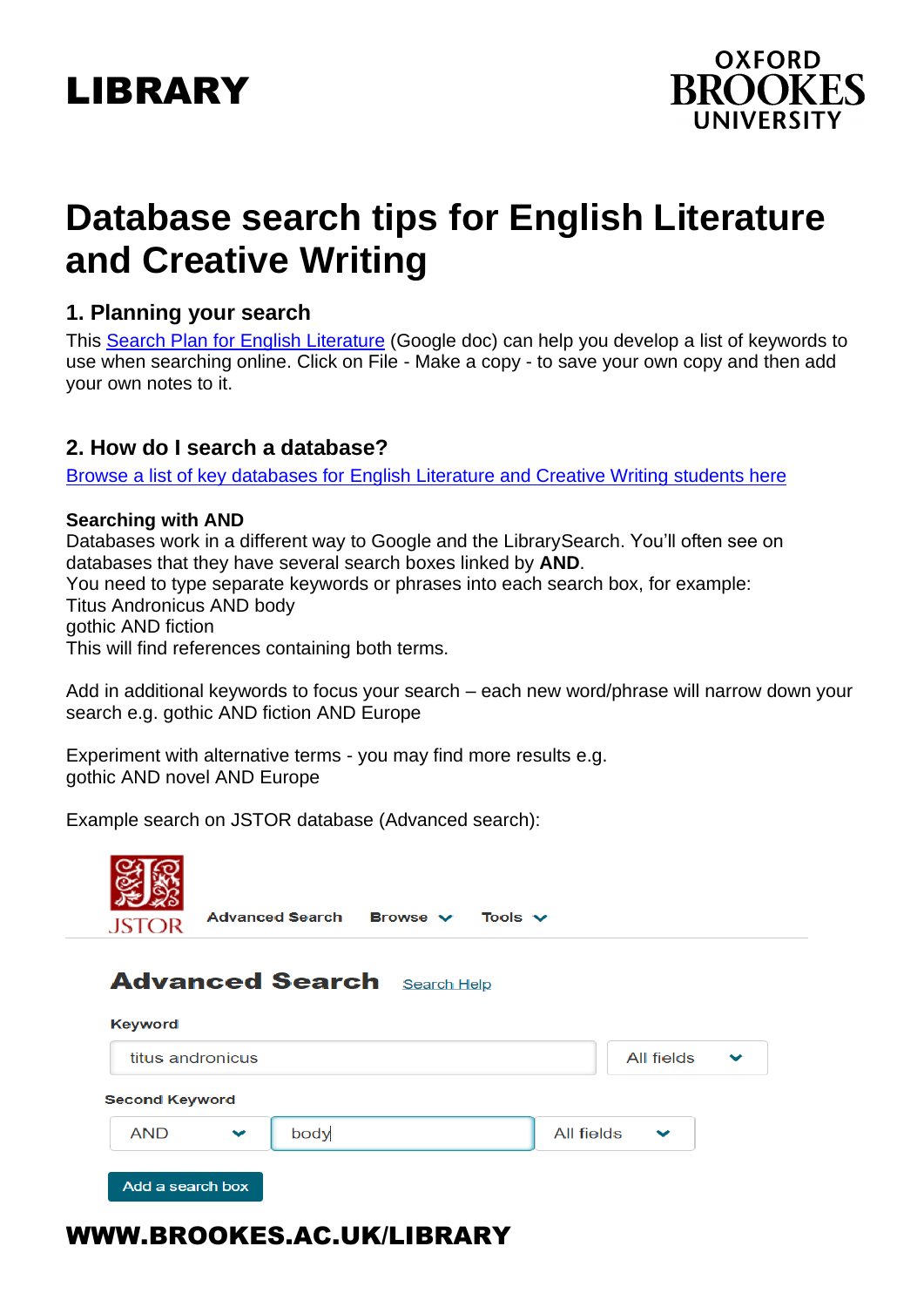# LIBRARY

OXFORD BROOKES UNIVERSITY

# Database search tips for English Literature and Creative Writing

## 1. Planning your search

This Search Plan for English Literature (Google doc) can help you develop a list of keywords to use when searching online. Click on File - Make a copy - to save your own copy and then add your own notes to it.

## 2. How do I search a database?

Browse a list of key databases for English Literature and Creative Writing students here

**Searching with AND**

Databases work in a different way to Google and the LibrarySearch. You'll often see on databases that they have several search boxes linked by **AND**.

You need to type separate keywords or phrases into each search box, for example:

Titus Andronicus AND body

gothic AND fiction

This will find references containing both terms.

Add in additional keywords to focus your search – each new word/phrase will narrow down your search e.g. gothic AND fiction AND Europe

Experiment with alternative terms - you may find more results e.g.

gothic AND novel AND Europe

Example search on JSTOR database (Advanced search):

JSTOR   Advanced Search   Browse   Tools

**Advanced Search**   Search Help

Keyword

titus andronicus   All fields

Second Keyword

AND   body   All fields

Add a search box

**WWW.BROOKES.AC.UK/LIBRARY**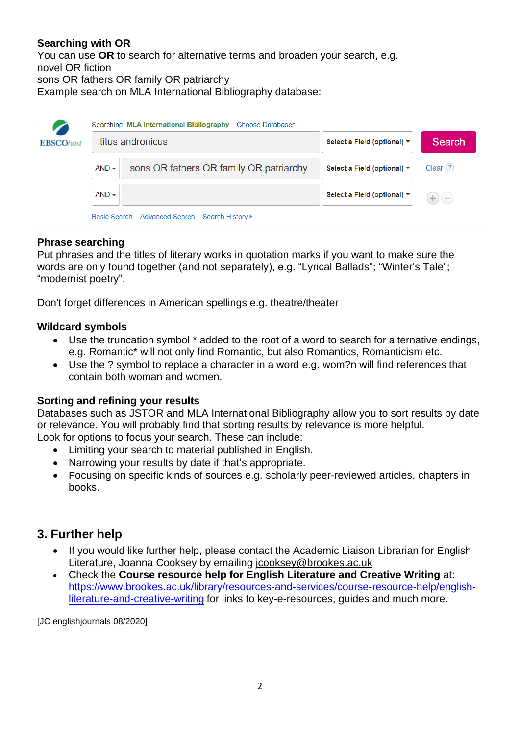**Searching with OR**

You can use **OR** to search for alternative terms and broaden your search, e.g.
novel OR fiction
sons OR fathers OR family OR patriarchy
Example search on MLA International Bibliography database:

Searching: MLA International Bibliography | Choose Databases

titus andronicus | Select a Field (optional) | Search

AND | sons OR fathers OR family OR patriarchy | Select a Field (optional) | Clear

AND | | Select a Field (optional)

Basic Search Advanced Search Search History

**Phrase searching**

Put phrases and the titles of literary works in quotation marks if you want to make sure the words are only found together (and not separately), e.g. "Lyrical Ballads"; "Winter's Tale"; "modernist poetry".

Don't forget differences in American spellings e.g. theatre/theater

**Wildcard symbols**

- Use the truncation symbol * added to the root of a word to search for alternative endings, e.g. Romantic* will not only find Romantic, but also Romantics, Romanticism etc.
- Use the ? symbol to replace a character in a word e.g. wom?n will find references that contain both woman and women.

**Sorting and refining your results**

Databases such as JSTOR and MLA International Bibliography allow you to sort results by date or relevance. You will probably find that sorting results by relevance is more helpful.
Look for options to focus your search. These can include:

- Limiting your search to material published in English.
- Narrowing your results by date if that's appropriate.
- Focusing on specific kinds of sources e.g. scholarly peer-reviewed articles, chapters in books.

## 3. Further help

- If you would like further help, please contact the Academic Liaison Librarian for English Literature, Joanna Cooksey by emailing jcooksey@brookes.ac.uk
- Check the **Course resource help for English Literature and Creative Writing** at: https://www.brookes.ac.uk/library/resources-and-services/course-resource-help/english-literature-and-creative-writing for links to key-e-resources, guides and much more.

[JC englishjournals 08/2020]